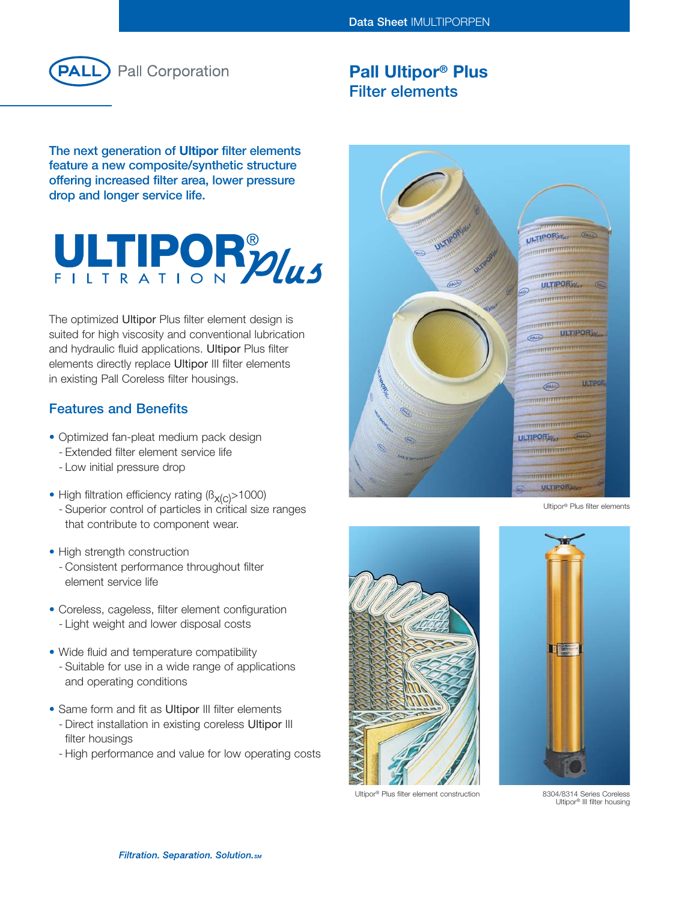Pall Corporation

# Pall Ultipor® Plus Filter elements

**The next generation of Ultipor filter elements feature a new composite/synthetic structure offering increased filter area, lower pressure drop and longer service life.**

ULTIPOR® FILTRATION Plus

The optimized Ultipor Plus filter element design is suited for high viscosity and conventional lubrication and hydraulic fluid applications. Ultipor Plus filter elements directly replace Ultipor III filter elements in existing Pall Coreless filter housings.

## Features and Benefits

- Optimized fan-pleat medium pack design
  - Extended filter element service life
  - Low initial pressure drop
- High filtration efficiency rating ($\beta_{x(c)}$>1000)
  - Superior control of particles in critical size ranges that contribute to component wear.
- High strength construction
  - Consistent performance throughout filter element service life
- Coreless, cageless, filter element configuration
  - Light weight and lower disposal costs
- Wide fluid and temperature compatibility
  - Suitable for use in a wide range of applications and operating conditions
- Same form and fit as Ultipor III filter elements
  - Direct installation in existing coreless Ultipor III filter housings
  - High performance and value for low operating costs

Ultipor® Plus filter elements

Ultipor® Plus filter element construction

8304/8314 Series Coreless Ultipor® III filter housing

*Filtration. Separation. Solution.SM*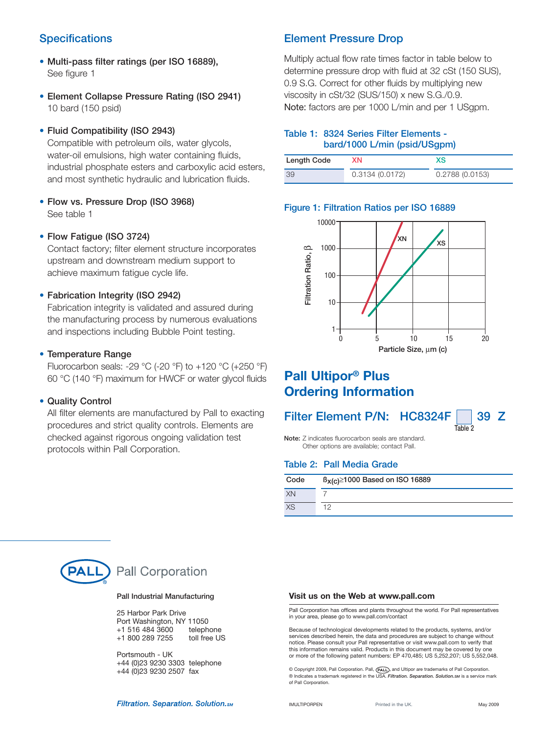## Specifications

- **Multi-pass filter ratings (per ISO 16889),**
  See figure 1

- **Element Collapse Pressure Rating (ISO 2941)**
  10 bard (150 psid)

- **Fluid Compatibility (ISO 2943)**
  Compatible with petroleum oils, water glycols, water-oil emulsions, high water containing fluids, industrial phosphate esters and carboxylic acid esters, and most synthetic hydraulic and lubrication fluids.

- **Flow vs. Pressure Drop (ISO 3968)**
  See table 1

- **Flow Fatigue (ISO 3724)**
  Contact factory; filter element structure incorporates upstream and downstream medium support to achieve maximum fatigue cycle life.

- **Fabrication Integrity (ISO 2942)**
  Fabrication integrity is validated and assured during the manufacturing process by numerous evaluations and inspections including Bubble Point testing.

- **Temperature Range**
  Fluorocarbon seals: -29 °C (-20 °F) to +120 °C (+250 °F)
  60 °C (140 °F) maximum for HWCF or water glycol fluids

- **Quality Control**
  All filter elements are manufactured by Pall to exacting procedures and strict quality controls. Elements are checked against rigorous ongoing validation test protocols within Pall Corporation.

## Element Pressure Drop

Multiply actual flow rate times factor in table below to determine pressure drop with fluid at 32 cSt (150 SUS), 0.9 S.G. Correct for other fluids by multiplying new viscosity in cSt/32 (SUS/150) x new S.G./0.9.
Note: factors are per 1000 L/min and per 1 USgpm.

### Table 1: 8324 Series Filter Elements - bard/1000 L/min (psid/USgpm)

| Length Code | XN | XS |
|---|---|---|
| 39 | 0.3134 (0.0172) | 0.2788 (0.0153) |

### Figure 1: Filtration Ratios per ISO 16889

Filtration Ratio, β
10000
1000
100
10
1
0
5
10
15
20
Particle Size, μm (c)
XN
XS

## Pall Ultipor® Plus Ordering Information

### Filter Element P/N: HC8324F [ ] 39 Z

Table 2

**Note:** Z indicates fluorocarbon seals are standard.
Other options are available; contact Pall.

### Table 2: Pall Media Grade

| Code | $\beta_{x(c)} \geq 1000$ Based on ISO 16889 |
|---|---|
| XN | 7 |
| XS | 12 |

**Pall Corporation**

Pall Industrial Manufacturing

25 Harbor Park Drive
Port Washington, NY 11050
+1 516 484 3600 telephone
+1 800 289 7255 toll free US

Portsmouth - UK
+44 (0)23 9230 3303 telephone
+44 (0)23 9230 2507 fax

**Visit us on the Web at www.pall.com**

Pall Corporation has offices and plants throughout the world. For Pall representatives in your area, please go to www.pall.com/contact

Because of technological developments related to the products, systems, and/or services described herein, the data and procedures are subject to change without notice. Please consult your Pall representative or visit www.pall.com to verify that this information remains valid. Products in this document may be covered by one or more of the following patent numbers: EP 470,485; US 5,252,207; US 5,552,048.

© Copyright 2009, Pall Corporation. Pall, PALL, and Ultipor are trademarks of Pall Corporation. ® Indicates a trademark registered in the USA. *Filtration. Separation. Solution.SM* is a service mark of Pall Corporation.

*Filtration. Separation. Solution.SM*

IMULTIPORPEN Printed in the UK. May 2009